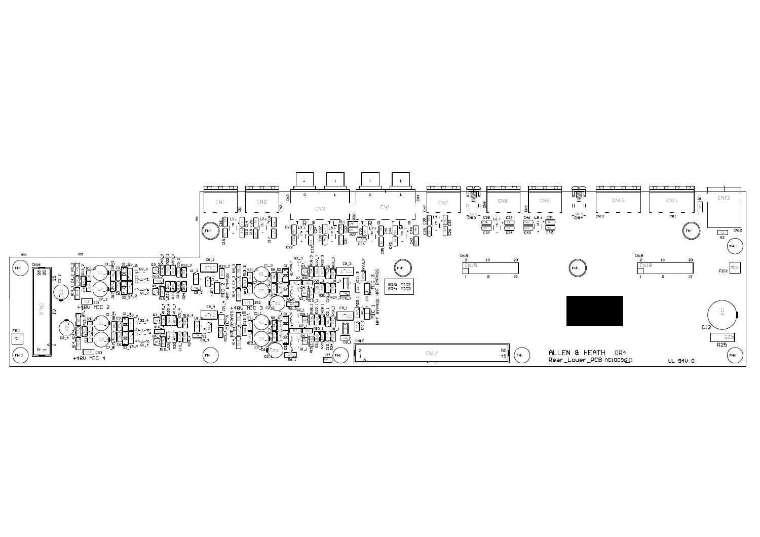ALLEN & HEATH GR4

Rear_Lower_PCB AG10096_11

UL 94V-0

GR3: MIC2
GR4: MIC3

+48V MIC 2

+48V MIC 3

+48V MIC 4

MIC 2 HPF BYPASS

MIC 3 HPF BYPASS

MIC 4 HPF BYPASS

MIC 1 HPF BYPASS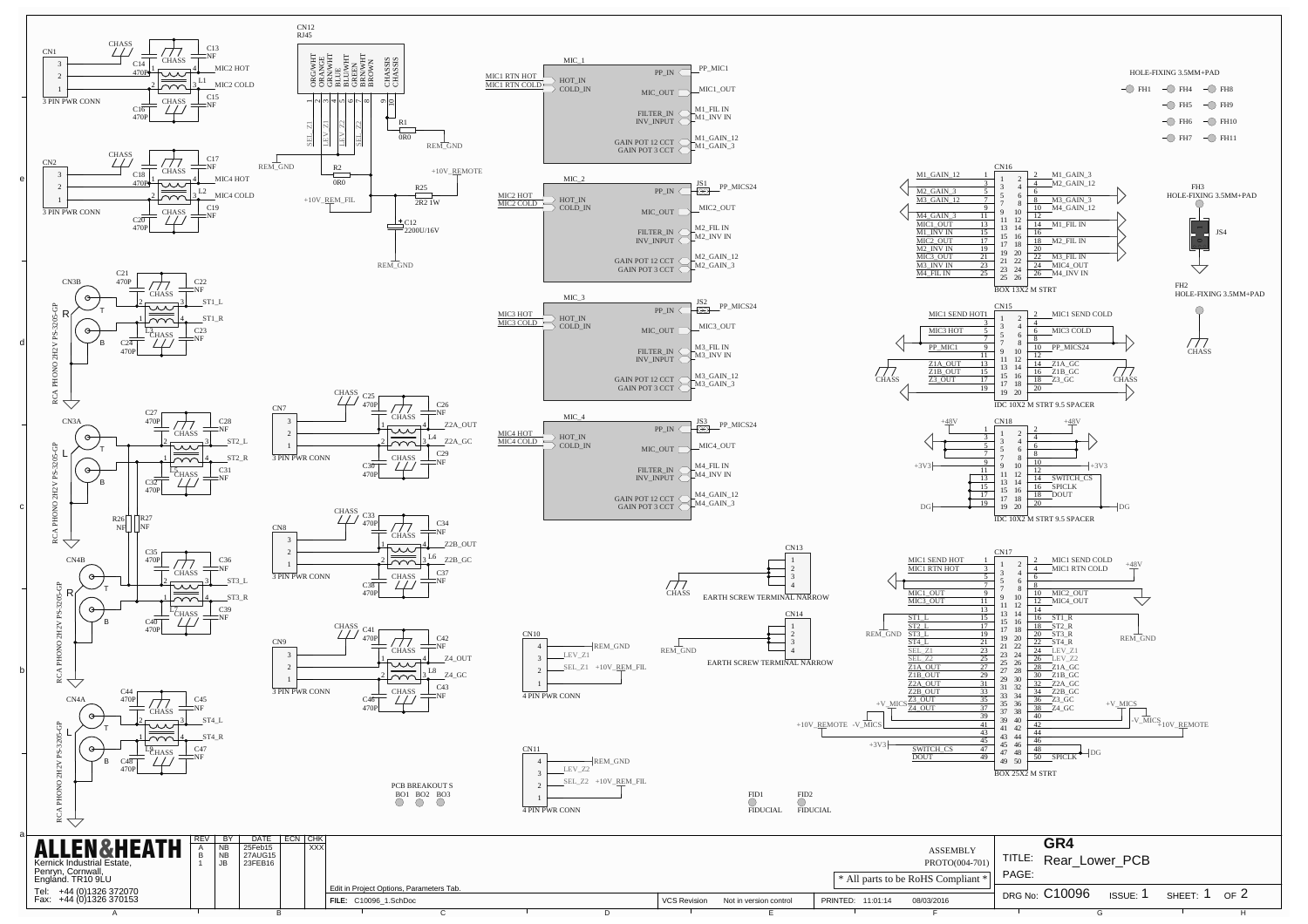# GR4 Rear_Lower_PCB

**ALLEN&HEATH**
Kernick Industrial Estate,
Penryn, Cornwall,
England. TR10 9LU

Tel: +44 (0)1326 372070
Fax: +44 (0)1326 370153

| REV | BY | DATE | ECN | CHK |
|---|---|---|---|---|
| A | NB | 25Feb15 | | XXX |
| B | NB | 27AUG15 | | |
| 1 | JB | 23FEB16 | | |

Edit in Project Options, Parameters Tab.

FILE: C10096_1.SchDoc

VCS Revision: Not in version control

PRINTED: 11:01:14 08/03/2016

ASSEMBLY PROTO(004-701)

* All parts to be RoHS Compliant *

TITLE: Rear_Lower_PCB

PAGE:

DRG No: C10096 ISSUE: 1 SHEET: 1 OF 2

## CN16 (BOX 13X2 M STRT)

| Signal | Pin | Pin | Signal |
|---|---|---|---|
| M1_GAIN_12 | 1 | 2 | M1_GAIN_3 |
| | 3 | 4 | M2_GAIN_12 |
| M2_GAIN_3 | 5 | 6 | |
| M3_GAIN_12 | 7 | 8 | M3_GAIN_3 |
| | 9 | 10 | M4_GAIN_12 |
| M4_GAIN_3 | 11 | 12 | |
| MIC1_OUT | 13 | 14 | M1_FIL IN |
| M1_INV IN | 15 | 16 | |
| MIC2_OUT | 17 | 18 | M2_FIL IN |
| M2_INV IN | 19 | 20 | |
| MIC3_OUT | 21 | 22 | M3_FIL IN |
| M3_INV IN | 23 | 24 | MIC4_OUT |
| M4_FIL IN | 25 | 26 | M4_INV IN |

## CN15 (IDC 10X2 M STRT 9.5 SPACER)

| Signal | Pin | Pin | Signal |
|---|---|---|---|
| MIC1 SEND HOT | 1 | 2 | MIC1 SEND COLD |
| | 3 | 4 | |
| MIC3 HOT | 5 | 6 | MIC3 COLD |
| | 7 | 8 | |
| PP_MIC1 | 9 | 10 | PP_MICS24 |
| | 11 | 12 | |
| Z1A_OUT | 13 | 14 | Z1A_GC |
| Z1B_OUT | 15 | 16 | Z1B_GC |
| Z3_OUT | 17 | 18 | Z3_GC |
| | 19 | 20 | |

## CN18 (IDC 10X2 M STRT 9.5 SPACER)

| Signal | Pin | Pin | Signal |
|---|---|---|---|
| +48V | 1 | 2 | +48V |
| | 3 | 4 | |
| | 5 | 6 | |
| | 7 | 8 | |
| +3V3 | 9 | 10 | +3V3 |
| | 11 | 12 | |
| | 13 | 14 | SWITCH_CS |
| | 15 | 16 | SPICLK |
| | 17 | 18 | DOUT |
| DG | 19 | 20 | DG |

## CN17 (BOX 25X2 M STRT)

| Signal | Pin | Pin | Signal |
|---|---|---|---|
| MIC1 SEND HOT | 1 | 2 | MIC1 SEND COLD |
| MIC1 RTN HOT | 3 | 4 | MIC1 RTN COLD |
| | 5 | 6 | |
| | 7 | 8 | |
| MIC1_OUT | 9 | 10 | MIC2_OUT |
| MIC3_OUT | 11 | 12 | MIC4_OUT |
| | 13 | 14 | |
| ST1_L | 15 | 16 | ST1_R |
| ST2_L | 17 | 18 | ST2_R |
| ST3_L | 19 | 20 | ST3_R |
| ST4_L | 21 | 22 | ST4_R |
| SEL_Z1 | 23 | 24 | LEV_Z1 |
| SEL_Z2 | 25 | 26 | LEV_Z2 |
| Z1A_OUT | 27 | 28 | Z1A_GC |
| Z1B_OUT | 29 | 30 | Z1B_GC |
| Z2A_OUT | 31 | 32 | Z2A_GC |
| Z2B_OUT | 33 | 34 | Z2B_GC |
| Z3_OUT | 35 | 36 | Z3_GC |
| Z4_OUT | 37 | 38 | Z4_GC |
| | 39 | 40 | |
| | 41 | 42 | |
| | 43 | 44 | |
| | 45 | 46 | |
| SWITCH_CS | 47 | 48 | |
| DOUT | 49 | 50 | SPICLK |

## CN12 (RJ45)

| Pin | Colour | Net |
|---|---|---|
| 1 | ORG/WHT | SEL_Z1 |
| 2 | ORANGE | |
| 3 | GRN/WHT | LEV_Z1 |
| 4 | BLUE | |
| 5 | BLU/WHT | LEV_Z2 |
| 6 | GREEN | SEL_Z2 |
| 7 | BRN/WHT | |
| 8 | BROWN | |
| 9 | CHASSIS | |
| 10 | CHASSIS | |

## Mic modules (MIC_1 – MIC_4)

| Module | HOT_IN / COLD_IN | PP_IN | MIC_OUT | FILTER_IN / INV_INPUT | GAIN POT 12 CCT / GAIN POT 3 CCT |
|---|---|---|---|---|---|
| MIC_1 | MIC1 RTN HOT / MIC1 RTN COLD | PP_MIC1 | MIC1_OUT | M1_FIL IN / M1_INV IN | M1_GAIN_12 / M1_GAIN_3 |
| MIC_2 | MIC2 HOT / MIC2 COLD | JS1 PP_MICS24 | MIC2_OUT | M2_FIL IN / M2_INV IN | M2_GAIN_12 / M2_GAIN_3 |
| MIC_3 | MIC3 HOT / MIC3 COLD | JS2 PP_MICS24 | MIC3_OUT | M3_FIL IN / M3_INV IN | M3_GAIN_12 / M3_GAIN_3 |
| MIC_4 | MIC4 HOT / MIC4 COLD | JS3 PP_MICS24 | MIC4_OUT | M4_FIL IN / M4_INV IN | M4_GAIN_12 / M4_GAIN_3 |

## Power / connectors

- CN1 (3 PIN PWR CONN): C13 NF, C14 470P, L1, C15 NF, C16 470P — MIC2 HOT, MIC2 COLD
- CN2 (3 PIN PWR CONN): C17 NF, C18 470P, L2, C19 NF, C20 470P — MIC4 HOT, MIC4 COLD
- CN3B (RCA PHONO 2H2V PS-3205-GP): C21 470P, C22 NF, C23 NF, C24 470P — ST1_L, ST1_R
- CN3A (RCA PHONO 2H2V PS-3205-GP): C27 470P, C28 NF, C31 NF, C32 470P, L5 — ST2_L, ST2_R; R26 NF, R27 NF
- CN4B (RCA PHONO 2H2V PS-3205-GP): C35 470P, C36 NF, C39 NF, C40 470P, L7 — ST3_L, ST3_R
- CN4A (RCA PHONO 2H2V PS-3205-GP): C44 470P, C45 NF, C47 NF, C48 470P, L9 — ST4_L, ST4_R
- CN7 (3 PIN PWR CONN): C25 470P, C26 NF, L4, C29 NF, C30 470P — Z2A_OUT, Z2A_GC
- CN8 (3 PIN PWR CONN): C33 470P, C34 NF, L6, C37 NF, C38 470P — Z2B_OUT, Z2B_GC
- CN9 (3 PIN PWR CONN): C41 470P, C42 NF, L8, C43 NF, C46 470P — Z4_OUT, Z4_GC
- R1 0R0, R2 0R0 (REM_GND); R25 2R2 1W (+10V_REMOTE / +10V_REM_FIL); C12 2200U/16V
- CN10 (4 PIN PWR CONN): REM_GND, LEV_Z1, SEL_Z1, +10V_REM_FIL
- CN11 (4 PIN PWR CONN): REM_GND, LEV_Z2, SEL_Z2, +10V_REM_FIL
- CN13, CN14: EARTH SCREW TERMINAL NARROW
- PCB BREAKOUT S: BO1, BO2, BO3
- FID1, FID2: FIDUCIAL
- HOLE-FIXING 3.5MM+PAD: FH1, FH4, FH8, FH5, FH9, FH6, FH10, FH7, FH11; FH3 (JS4), FH2 — CHASS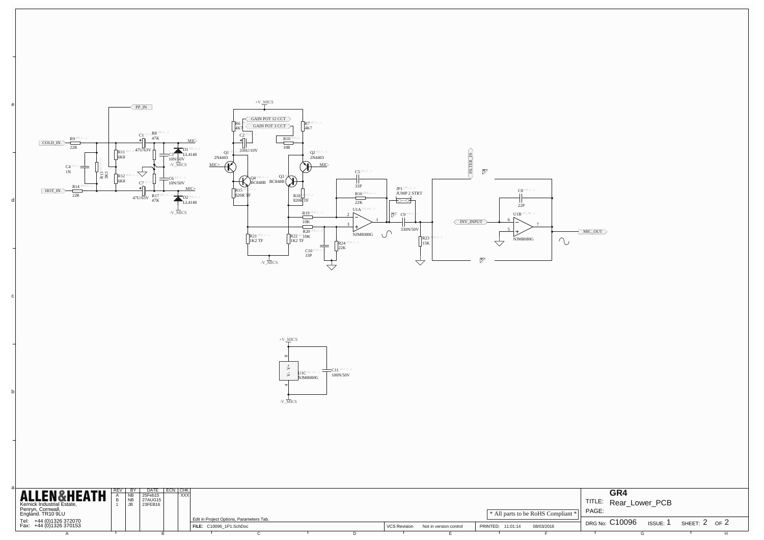PP_IN

COLD_IN R9 22R

HOT_IN R14 22R

C4 1N

R13 3K3

R11 6K8

R12 6K8

C1 47U/63V

R8 47K

C7 47U/63V

R17 47K

C3 10N/50V

C6 10N/50V

D1 LL4148

D2 LL4148

MIC-

MIC+

-V_MICS

+V_MICS

GAIN POT 12 CCT

GAIN POT 3 CCT

R6 4K7

R7 4K7

C2 330U/10V

R10 10R

Q1 2N4403

Q2 2N4403

MIC+

MIC-

Q4 BC848B

Q3 BC848B

R15 820R TF

R18 820R TF

R19 10K

R20 10K

R21 1K2 TF

R22 1K2 TF

C10 33P

R24 22K

C5 33P

R16 22K

U1A NJM8080G

JP1 JUMP 2 STRT

C9 330N/50V

R23 15K

FILTER_IN

INV_INPUT

C8 22P

U1B NJM8080G

MIC_OUT

U1C NJM8080G

C11 100N/50V

| REV | BY | DATE | ECN | CHK |
|---|---|---|---|---|
| A | NB | 25Feb15 | | XXX |
| B | NB | 27AUG15 | | |
| 1 | JB | 23FEB16 | | |

**ALLEN&HEATH**
Kernick Industrial Estate,
Penryn, Cornwall,
England. TR10 9LU
Tel: +44 (0)1326 372070
Fax: +44 (0)1326 370153

Edit in Project Options, Parameters Tab.

FILE: C10096_1P1.SchDoc

VCS Revision Not in version control

PRINTED: 11:01:14 08/03/2016

* All parts to be RoHS Compliant *

**GR4**

TITLE: Rear_Lower_PCB

PAGE:

DRG No: C10096 ISSUE: 1 SHEET: 2 OF 2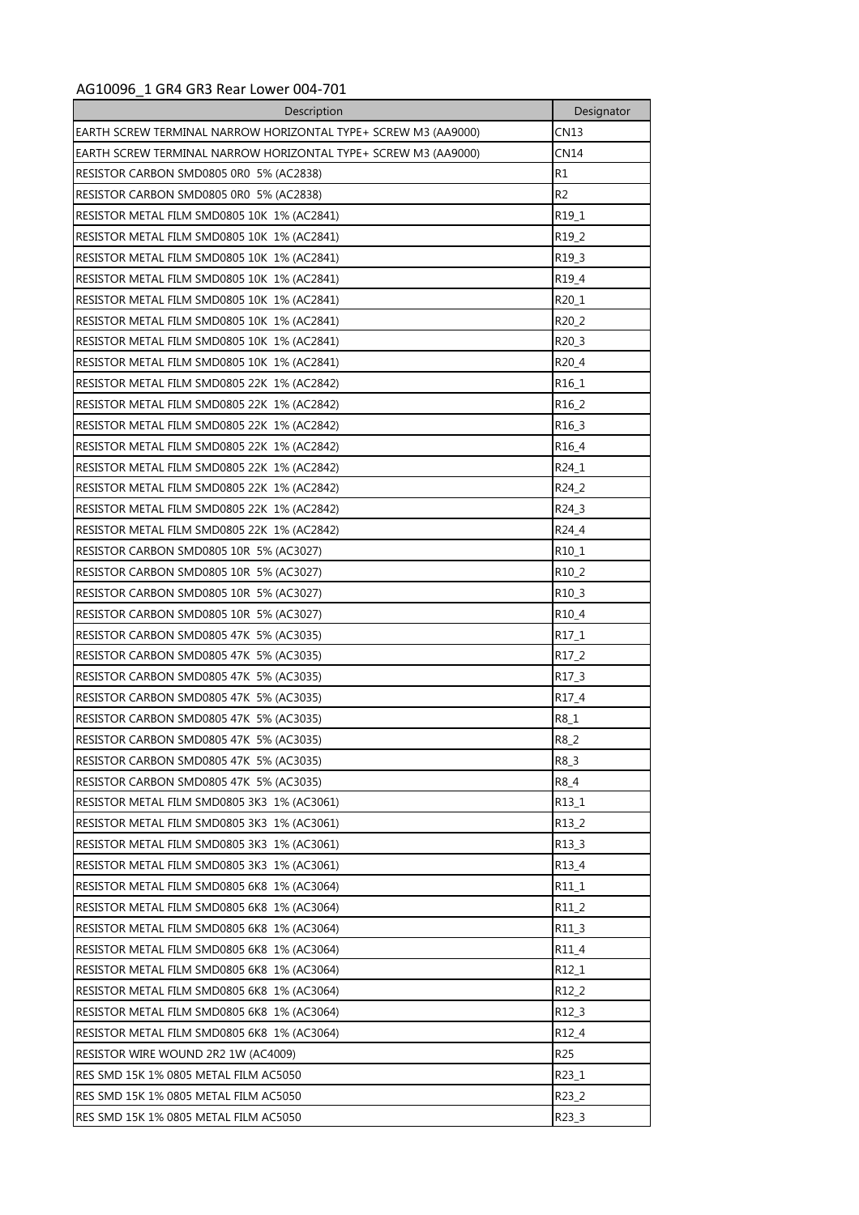AG10096_1 GR4 GR3 Rear Lower 004-701

| Description | Designator |
| --- | --- |
| EARTH SCREW TERMINAL NARROW HORIZONTAL TYPE+ SCREW M3 (AA9000) | CN13 |
| EARTH SCREW TERMINAL NARROW HORIZONTAL TYPE+ SCREW M3 (AA9000) | CN14 |
| RESISTOR CARBON SMD0805 0R0 5% (AC2838) | R1 |
| RESISTOR CARBON SMD0805 0R0 5% (AC2838) | R2 |
| RESISTOR METAL FILM SMD0805 10K 1% (AC2841) | R19_1 |
| RESISTOR METAL FILM SMD0805 10K 1% (AC2841) | R19_2 |
| RESISTOR METAL FILM SMD0805 10K 1% (AC2841) | R19_3 |
| RESISTOR METAL FILM SMD0805 10K 1% (AC2841) | R19_4 |
| RESISTOR METAL FILM SMD0805 10K 1% (AC2841) | R20_1 |
| RESISTOR METAL FILM SMD0805 10K 1% (AC2841) | R20_2 |
| RESISTOR METAL FILM SMD0805 10K 1% (AC2841) | R20_3 |
| RESISTOR METAL FILM SMD0805 10K 1% (AC2841) | R20_4 |
| RESISTOR METAL FILM SMD0805 22K 1% (AC2842) | R16_1 |
| RESISTOR METAL FILM SMD0805 22K 1% (AC2842) | R16_2 |
| RESISTOR METAL FILM SMD0805 22K 1% (AC2842) | R16_3 |
| RESISTOR METAL FILM SMD0805 22K 1% (AC2842) | R16_4 |
| RESISTOR METAL FILM SMD0805 22K 1% (AC2842) | R24_1 |
| RESISTOR METAL FILM SMD0805 22K 1% (AC2842) | R24_2 |
| RESISTOR METAL FILM SMD0805 22K 1% (AC2842) | R24_3 |
| RESISTOR METAL FILM SMD0805 22K 1% (AC2842) | R24_4 |
| RESISTOR CARBON SMD0805 10R 5% (AC3027) | R10_1 |
| RESISTOR CARBON SMD0805 10R 5% (AC3027) | R10_2 |
| RESISTOR CARBON SMD0805 10R 5% (AC3027) | R10_3 |
| RESISTOR CARBON SMD0805 10R 5% (AC3027) | R10_4 |
| RESISTOR CARBON SMD0805 47K 5% (AC3035) | R17_1 |
| RESISTOR CARBON SMD0805 47K 5% (AC3035) | R17_2 |
| RESISTOR CARBON SMD0805 47K 5% (AC3035) | R17_3 |
| RESISTOR CARBON SMD0805 47K 5% (AC3035) | R17_4 |
| RESISTOR CARBON SMD0805 47K 5% (AC3035) | R8_1 |
| RESISTOR CARBON SMD0805 47K 5% (AC3035) | R8_2 |
| RESISTOR CARBON SMD0805 47K 5% (AC3035) | R8_3 |
| RESISTOR CARBON SMD0805 47K 5% (AC3035) | R8_4 |
| RESISTOR METAL FILM SMD0805 3K3 1% (AC3061) | R13_1 |
| RESISTOR METAL FILM SMD0805 3K3 1% (AC3061) | R13_2 |
| RESISTOR METAL FILM SMD0805 3K3 1% (AC3061) | R13_3 |
| RESISTOR METAL FILM SMD0805 3K3 1% (AC3061) | R13_4 |
| RESISTOR METAL FILM SMD0805 6K8 1% (AC3064) | R11_1 |
| RESISTOR METAL FILM SMD0805 6K8 1% (AC3064) | R11_2 |
| RESISTOR METAL FILM SMD0805 6K8 1% (AC3064) | R11_3 |
| RESISTOR METAL FILM SMD0805 6K8 1% (AC3064) | R11_4 |
| RESISTOR METAL FILM SMD0805 6K8 1% (AC3064) | R12_1 |
| RESISTOR METAL FILM SMD0805 6K8 1% (AC3064) | R12_2 |
| RESISTOR METAL FILM SMD0805 6K8 1% (AC3064) | R12_3 |
| RESISTOR METAL FILM SMD0805 6K8 1% (AC3064) | R12_4 |
| RESISTOR WIRE WOUND 2R2 1W (AC4009) | R25 |
| RES SMD 15K 1% 0805 METAL FILM AC5050 | R23_1 |
| RES SMD 15K 1% 0805 METAL FILM AC5050 | R23_2 |
| RES SMD 15K 1% 0805 METAL FILM AC5050 | R23_3 |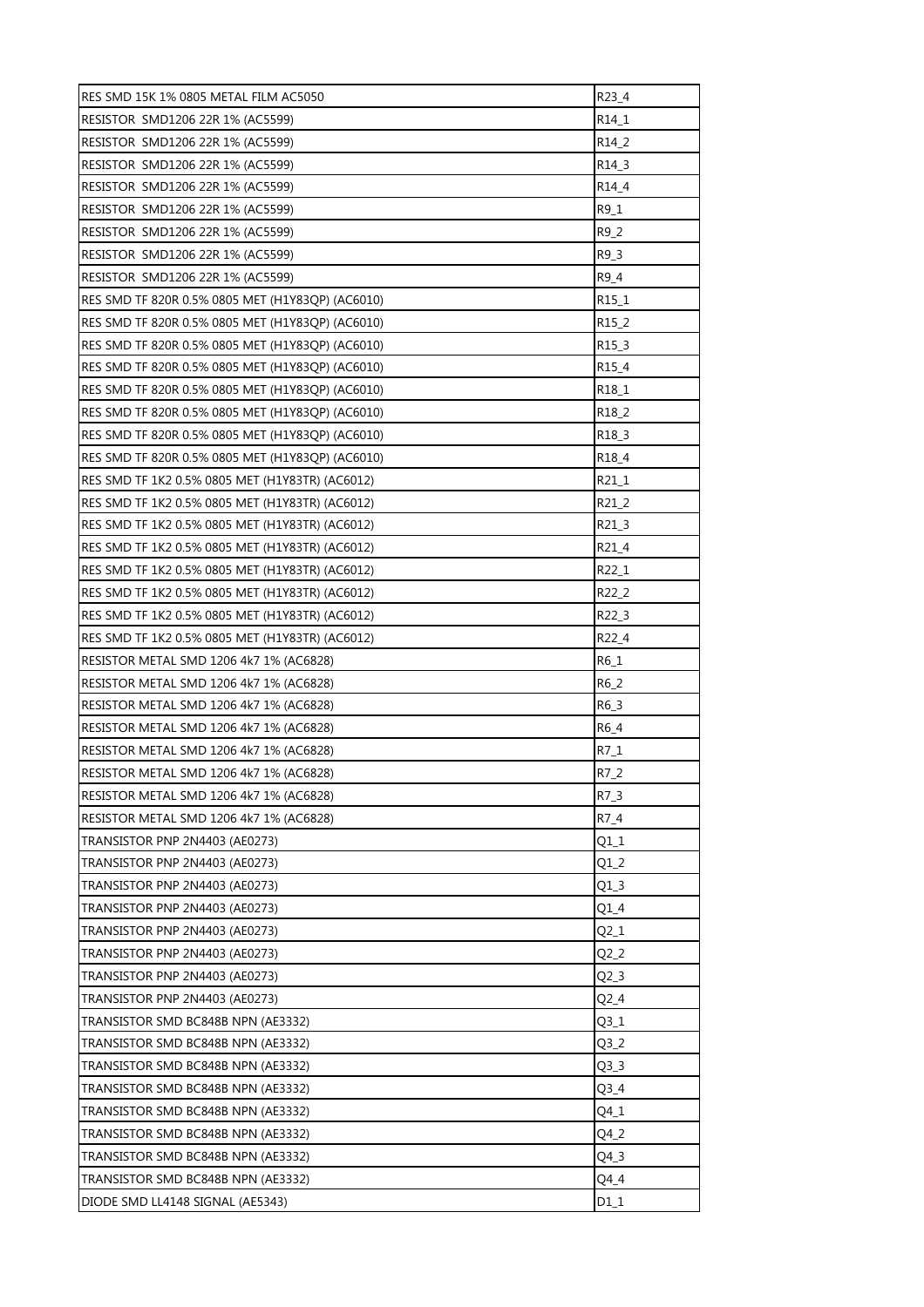| RES SMD 15K 1% 0805 METAL FILM AC5050 | R23_4 |
|---|---|
| RESISTOR  SMD1206 22R 1% (AC5599) | R14_1 |
| RESISTOR  SMD1206 22R 1% (AC5599) | R14_2 |
| RESISTOR  SMD1206 22R 1% (AC5599) | R14_3 |
| RESISTOR  SMD1206 22R 1% (AC5599) | R14_4 |
| RESISTOR  SMD1206 22R 1% (AC5599) | R9_1 |
| RESISTOR  SMD1206 22R 1% (AC5599) | R9_2 |
| RESISTOR  SMD1206 22R 1% (AC5599) | R9_3 |
| RESISTOR  SMD1206 22R 1% (AC5599) | R9_4 |
| RES SMD TF 820R 0.5% 0805 MET (H1Y83QP) (AC6010) | R15_1 |
| RES SMD TF 820R 0.5% 0805 MET (H1Y83QP) (AC6010) | R15_2 |
| RES SMD TF 820R 0.5% 0805 MET (H1Y83QP) (AC6010) | R15_3 |
| RES SMD TF 820R 0.5% 0805 MET (H1Y83QP) (AC6010) | R15_4 |
| RES SMD TF 820R 0.5% 0805 MET (H1Y83QP) (AC6010) | R18_1 |
| RES SMD TF 820R 0.5% 0805 MET (H1Y83QP) (AC6010) | R18_2 |
| RES SMD TF 820R 0.5% 0805 MET (H1Y83QP) (AC6010) | R18_3 |
| RES SMD TF 820R 0.5% 0805 MET (H1Y83QP) (AC6010) | R18_4 |
| RES SMD TF 1K2 0.5% 0805 MET (H1Y83TR) (AC6012) | R21_1 |
| RES SMD TF 1K2 0.5% 0805 MET (H1Y83TR) (AC6012) | R21_2 |
| RES SMD TF 1K2 0.5% 0805 MET (H1Y83TR) (AC6012) | R21_3 |
| RES SMD TF 1K2 0.5% 0805 MET (H1Y83TR) (AC6012) | R21_4 |
| RES SMD TF 1K2 0.5% 0805 MET (H1Y83TR) (AC6012) | R22_1 |
| RES SMD TF 1K2 0.5% 0805 MET (H1Y83TR) (AC6012) | R22_2 |
| RES SMD TF 1K2 0.5% 0805 MET (H1Y83TR) (AC6012) | R22_3 |
| RES SMD TF 1K2 0.5% 0805 MET (H1Y83TR) (AC6012) | R22_4 |
| RESISTOR METAL SMD 1206 4k7 1% (AC6828) | R6_1 |
| RESISTOR METAL SMD 1206 4k7 1% (AC6828) | R6_2 |
| RESISTOR METAL SMD 1206 4k7 1% (AC6828) | R6_3 |
| RESISTOR METAL SMD 1206 4k7 1% (AC6828) | R6_4 |
| RESISTOR METAL SMD 1206 4k7 1% (AC6828) | R7_1 |
| RESISTOR METAL SMD 1206 4k7 1% (AC6828) | R7_2 |
| RESISTOR METAL SMD 1206 4k7 1% (AC6828) | R7_3 |
| RESISTOR METAL SMD 1206 4k7 1% (AC6828) | R7_4 |
| TRANSISTOR PNP 2N4403 (AE0273) | Q1_1 |
| TRANSISTOR PNP 2N4403 (AE0273) | Q1_2 |
| TRANSISTOR PNP 2N4403 (AE0273) | Q1_3 |
| TRANSISTOR PNP 2N4403 (AE0273) | Q1_4 |
| TRANSISTOR PNP 2N4403 (AE0273) | Q2_1 |
| TRANSISTOR PNP 2N4403 (AE0273) | Q2_2 |
| TRANSISTOR PNP 2N4403 (AE0273) | Q2_3 |
| TRANSISTOR PNP 2N4403 (AE0273) | Q2_4 |
| TRANSISTOR SMD BC848B NPN (AE3332) | Q3_1 |
| TRANSISTOR SMD BC848B NPN (AE3332) | Q3_2 |
| TRANSISTOR SMD BC848B NPN (AE3332) | Q3_3 |
| TRANSISTOR SMD BC848B NPN (AE3332) | Q3_4 |
| TRANSISTOR SMD BC848B NPN (AE3332) | Q4_1 |
| TRANSISTOR SMD BC848B NPN (AE3332) | Q4_2 |
| TRANSISTOR SMD BC848B NPN (AE3332) | Q4_3 |
| TRANSISTOR SMD BC848B NPN (AE3332) | Q4_4 |
| DIODE SMD LL4148 SIGNAL (AE5343) | D1_1 |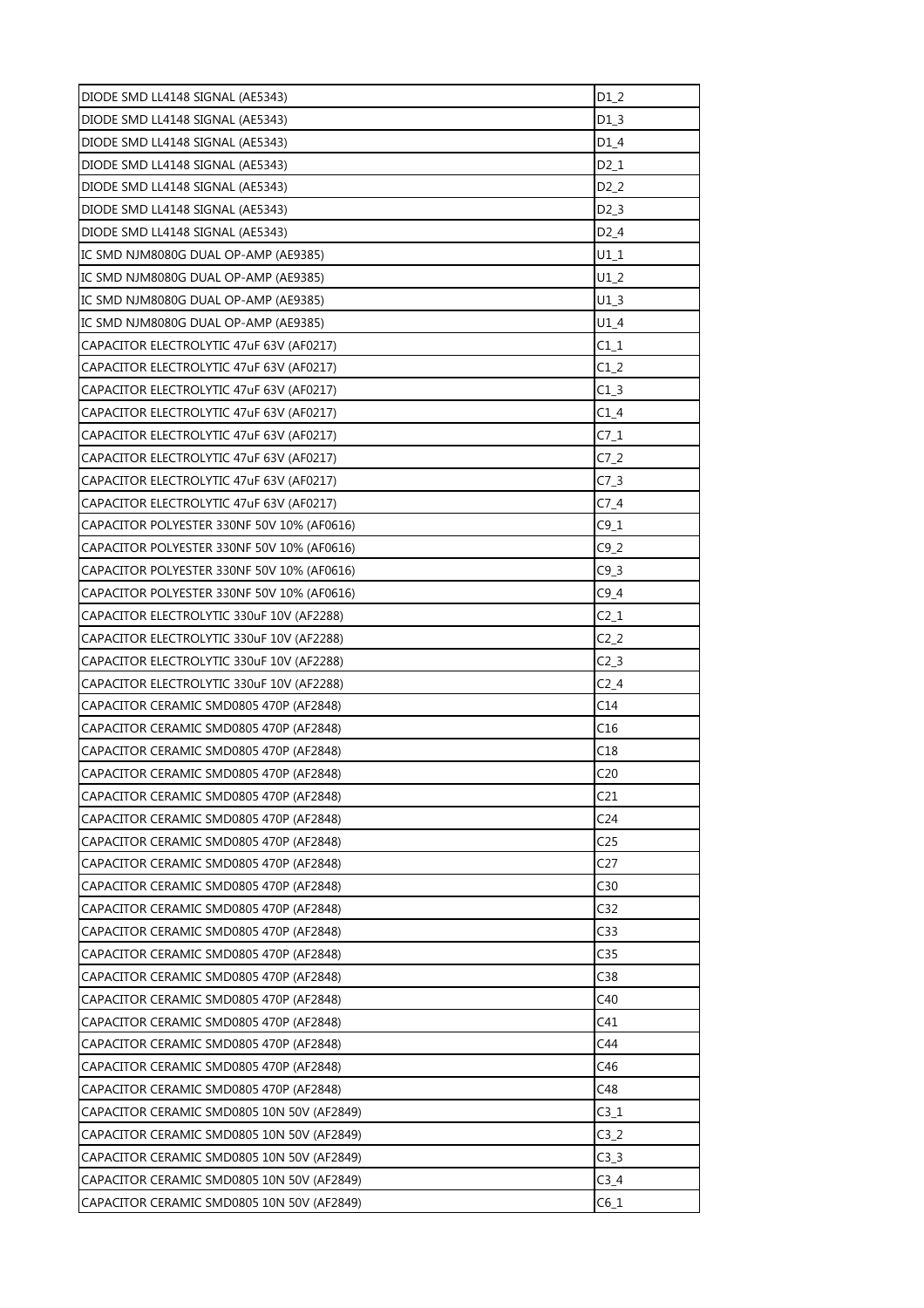| | |
|---|---|
| DIODE SMD LL4148 SIGNAL (AE5343) | D1_2 |
| DIODE SMD LL4148 SIGNAL (AE5343) | D1_3 |
| DIODE SMD LL4148 SIGNAL (AE5343) | D1_4 |
| DIODE SMD LL4148 SIGNAL (AE5343) | D2_1 |
| DIODE SMD LL4148 SIGNAL (AE5343) | D2_2 |
| DIODE SMD LL4148 SIGNAL (AE5343) | D2_3 |
| DIODE SMD LL4148 SIGNAL (AE5343) | D2_4 |
| IC SMD NJM8080G DUAL OP-AMP (AE9385) | U1_1 |
| IC SMD NJM8080G DUAL OP-AMP (AE9385) | U1_2 |
| IC SMD NJM8080G DUAL OP-AMP (AE9385) | U1_3 |
| IC SMD NJM8080G DUAL OP-AMP (AE9385) | U1_4 |
| CAPACITOR ELECTROLYTIC 47uF 63V (AF0217) | C1_1 |
| CAPACITOR ELECTROLYTIC 47uF 63V (AF0217) | C1_2 |
| CAPACITOR ELECTROLYTIC 47uF 63V (AF0217) | C1_3 |
| CAPACITOR ELECTROLYTIC 47uF 63V (AF0217) | C1_4 |
| CAPACITOR ELECTROLYTIC 47uF 63V (AF0217) | C7_1 |
| CAPACITOR ELECTROLYTIC 47uF 63V (AF0217) | C7_2 |
| CAPACITOR ELECTROLYTIC 47uF 63V (AF0217) | C7_3 |
| CAPACITOR ELECTROLYTIC 47uF 63V (AF0217) | C7_4 |
| CAPACITOR POLYESTER 330NF 50V 10% (AF0616) | C9_1 |
| CAPACITOR POLYESTER 330NF 50V 10% (AF0616) | C9_2 |
| CAPACITOR POLYESTER 330NF 50V 10% (AF0616) | C9_3 |
| CAPACITOR POLYESTER 330NF 50V 10% (AF0616) | C9_4 |
| CAPACITOR ELECTROLYTIC 330uF 10V (AF2288) | C2_1 |
| CAPACITOR ELECTROLYTIC 330uF 10V (AF2288) | C2_2 |
| CAPACITOR ELECTROLYTIC 330uF 10V (AF2288) | C2_3 |
| CAPACITOR ELECTROLYTIC 330uF 10V (AF2288) | C2_4 |
| CAPACITOR CERAMIC SMD0805 470P (AF2848) | C14 |
| CAPACITOR CERAMIC SMD0805 470P (AF2848) | C16 |
| CAPACITOR CERAMIC SMD0805 470P (AF2848) | C18 |
| CAPACITOR CERAMIC SMD0805 470P (AF2848) | C20 |
| CAPACITOR CERAMIC SMD0805 470P (AF2848) | C21 |
| CAPACITOR CERAMIC SMD0805 470P (AF2848) | C24 |
| CAPACITOR CERAMIC SMD0805 470P (AF2848) | C25 |
| CAPACITOR CERAMIC SMD0805 470P (AF2848) | C27 |
| CAPACITOR CERAMIC SMD0805 470P (AF2848) | C30 |
| CAPACITOR CERAMIC SMD0805 470P (AF2848) | C32 |
| CAPACITOR CERAMIC SMD0805 470P (AF2848) | C33 |
| CAPACITOR CERAMIC SMD0805 470P (AF2848) | C35 |
| CAPACITOR CERAMIC SMD0805 470P (AF2848) | C38 |
| CAPACITOR CERAMIC SMD0805 470P (AF2848) | C40 |
| CAPACITOR CERAMIC SMD0805 470P (AF2848) | C41 |
| CAPACITOR CERAMIC SMD0805 470P (AF2848) | C44 |
| CAPACITOR CERAMIC SMD0805 470P (AF2848) | C46 |
| CAPACITOR CERAMIC SMD0805 470P (AF2848) | C48 |
| CAPACITOR CERAMIC SMD0805 10N 50V (AF2849) | C3_1 |
| CAPACITOR CERAMIC SMD0805 10N 50V (AF2849) | C3_2 |
| CAPACITOR CERAMIC SMD0805 10N 50V (AF2849) | C3_3 |
| CAPACITOR CERAMIC SMD0805 10N 50V (AF2849) | C3_4 |
| CAPACITOR CERAMIC SMD0805 10N 50V (AF2849) | C6_1 |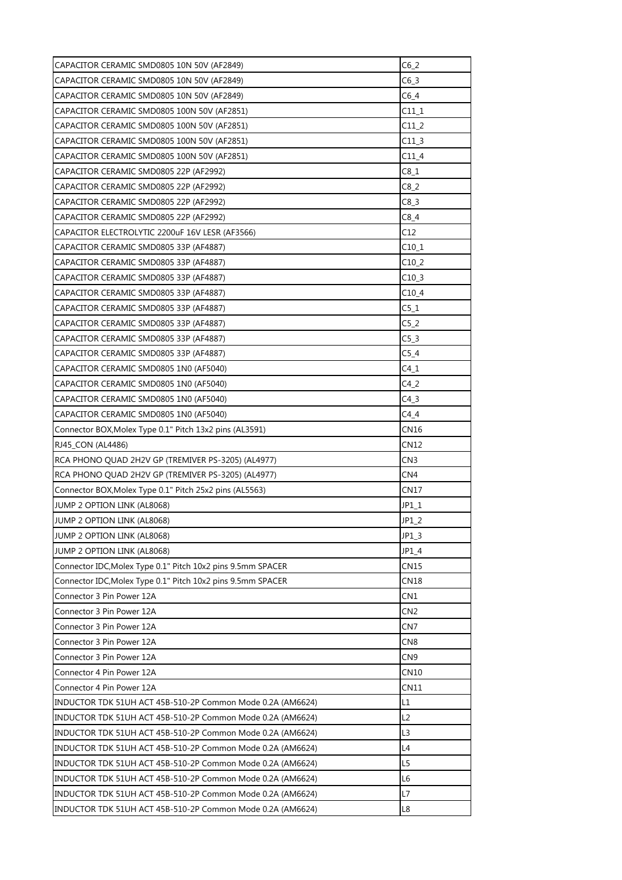| | |
|---|---|
| CAPACITOR CERAMIC SMD0805 10N 50V (AF2849) | C6_2 |
| CAPACITOR CERAMIC SMD0805 10N 50V (AF2849) | C6_3 |
| CAPACITOR CERAMIC SMD0805 10N 50V (AF2849) | C6_4 |
| CAPACITOR CERAMIC SMD0805 100N 50V (AF2851) | C11_1 |
| CAPACITOR CERAMIC SMD0805 100N 50V (AF2851) | C11_2 |
| CAPACITOR CERAMIC SMD0805 100N 50V (AF2851) | C11_3 |
| CAPACITOR CERAMIC SMD0805 100N 50V (AF2851) | C11_4 |
| CAPACITOR CERAMIC SMD0805 22P (AF2992) | C8_1 |
| CAPACITOR CERAMIC SMD0805 22P (AF2992) | C8_2 |
| CAPACITOR CERAMIC SMD0805 22P (AF2992) | C8_3 |
| CAPACITOR CERAMIC SMD0805 22P (AF2992) | C8_4 |
| CAPACITOR ELECTROLYTIC 2200uF 16V LESR (AF3566) | C12 |
| CAPACITOR CERAMIC SMD0805 33P (AF4887) | C10_1 |
| CAPACITOR CERAMIC SMD0805 33P (AF4887) | C10_2 |
| CAPACITOR CERAMIC SMD0805 33P (AF4887) | C10_3 |
| CAPACITOR CERAMIC SMD0805 33P (AF4887) | C10_4 |
| CAPACITOR CERAMIC SMD0805 33P (AF4887) | C5_1 |
| CAPACITOR CERAMIC SMD0805 33P (AF4887) | C5_2 |
| CAPACITOR CERAMIC SMD0805 33P (AF4887) | C5_3 |
| CAPACITOR CERAMIC SMD0805 33P (AF4887) | C5_4 |
| CAPACITOR CERAMIC SMD0805 1N0 (AF5040) | C4_1 |
| CAPACITOR CERAMIC SMD0805 1N0 (AF5040) | C4_2 |
| CAPACITOR CERAMIC SMD0805 1N0 (AF5040) | C4_3 |
| CAPACITOR CERAMIC SMD0805 1N0 (AF5040) | C4_4 |
| Connector BOX,Molex Type 0.1" Pitch 13x2 pins (AL3591) | CN16 |
| RJ45_CON (AL4486) | CN12 |
| RCA PHONO QUAD 2H2V GP (TREMIVER PS-3205) (AL4977) | CN3 |
| RCA PHONO QUAD 2H2V GP (TREMIVER PS-3205) (AL4977) | CN4 |
| Connector BOX,Molex Type 0.1" Pitch 25x2 pins (AL5563) | CN17 |
| JUMP 2 OPTION LINK (AL8068) | JP1_1 |
| JUMP 2 OPTION LINK (AL8068) | JP1_2 |
| JUMP 2 OPTION LINK (AL8068) | JP1_3 |
| JUMP 2 OPTION LINK (AL8068) | JP1_4 |
| Connector IDC,Molex Type 0.1" Pitch 10x2 pins 9.5mm SPACER | CN15 |
| Connector IDC,Molex Type 0.1" Pitch 10x2 pins 9.5mm SPACER | CN18 |
| Connector 3 Pin Power 12A | CN1 |
| Connector 3 Pin Power 12A | CN2 |
| Connector 3 Pin Power 12A | CN7 |
| Connector 3 Pin Power 12A | CN8 |
| Connector 3 Pin Power 12A | CN9 |
| Connector 4 Pin Power 12A | CN10 |
| Connector 4 Pin Power 12A | CN11 |
| INDUCTOR TDK 51UH ACT 45B-510-2P Common Mode 0.2A (AM6624) | L1 |
| INDUCTOR TDK 51UH ACT 45B-510-2P Common Mode 0.2A (AM6624) | L2 |
| INDUCTOR TDK 51UH ACT 45B-510-2P Common Mode 0.2A (AM6624) | L3 |
| INDUCTOR TDK 51UH ACT 45B-510-2P Common Mode 0.2A (AM6624) | L4 |
| INDUCTOR TDK 51UH ACT 45B-510-2P Common Mode 0.2A (AM6624) | L5 |
| INDUCTOR TDK 51UH ACT 45B-510-2P Common Mode 0.2A (AM6624) | L6 |
| INDUCTOR TDK 51UH ACT 45B-510-2P Common Mode 0.2A (AM6624) | L7 |
| INDUCTOR TDK 51UH ACT 45B-510-2P Common Mode 0.2A (AM6624) | L8 |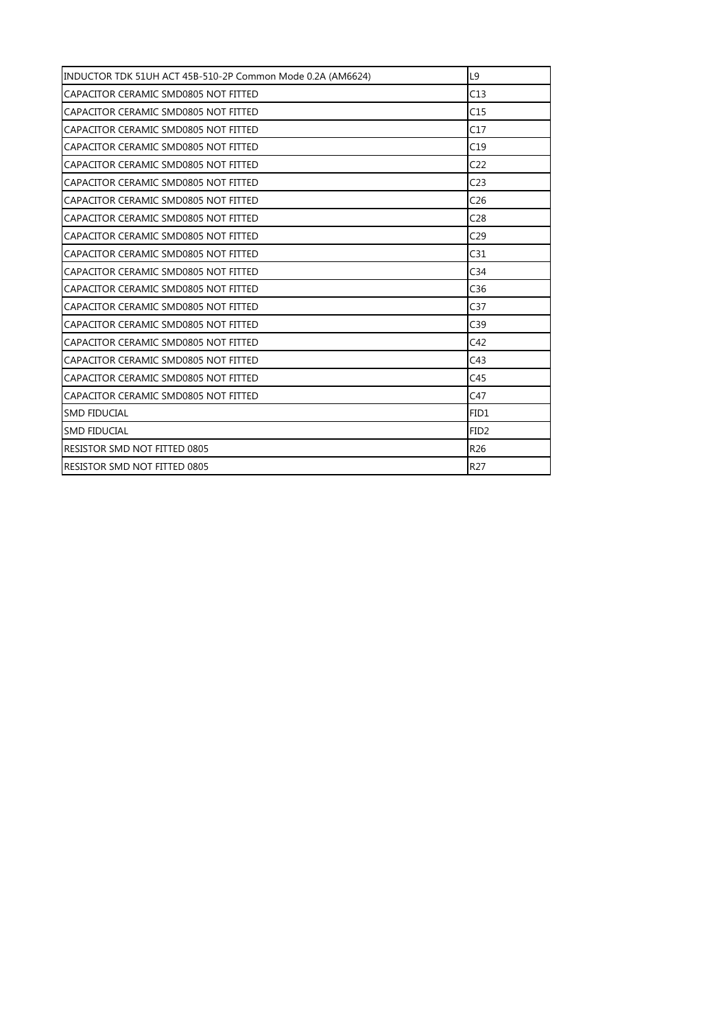| | |
|---|---|
| INDUCTOR TDK 51UH ACT 45B-510-2P Common Mode 0.2A (AM6624) | L9 |
| CAPACITOR CERAMIC SMD0805 NOT FITTED | C13 |
| CAPACITOR CERAMIC SMD0805 NOT FITTED | C15 |
| CAPACITOR CERAMIC SMD0805 NOT FITTED | C17 |
| CAPACITOR CERAMIC SMD0805 NOT FITTED | C19 |
| CAPACITOR CERAMIC SMD0805 NOT FITTED | C22 |
| CAPACITOR CERAMIC SMD0805 NOT FITTED | C23 |
| CAPACITOR CERAMIC SMD0805 NOT FITTED | C26 |
| CAPACITOR CERAMIC SMD0805 NOT FITTED | C28 |
| CAPACITOR CERAMIC SMD0805 NOT FITTED | C29 |
| CAPACITOR CERAMIC SMD0805 NOT FITTED | C31 |
| CAPACITOR CERAMIC SMD0805 NOT FITTED | C34 |
| CAPACITOR CERAMIC SMD0805 NOT FITTED | C36 |
| CAPACITOR CERAMIC SMD0805 NOT FITTED | C37 |
| CAPACITOR CERAMIC SMD0805 NOT FITTED | C39 |
| CAPACITOR CERAMIC SMD0805 NOT FITTED | C42 |
| CAPACITOR CERAMIC SMD0805 NOT FITTED | C43 |
| CAPACITOR CERAMIC SMD0805 NOT FITTED | C45 |
| CAPACITOR CERAMIC SMD0805 NOT FITTED | C47 |
| SMD FIDUCIAL | FID1 |
| SMD FIDUCIAL | FID2 |
| RESISTOR SMD NOT FITTED 0805 | R26 |
| RESISTOR SMD NOT FITTED 0805 | R27 |